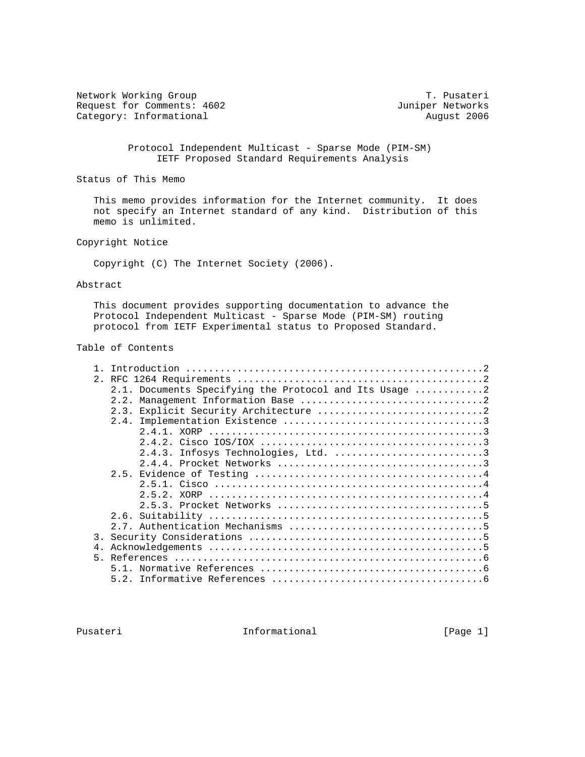Network Working Group T. Pusateri
Request for Comments: 4602 Juniper Networks
Category: Informational August 2006

# Protocol Independent Multicast - Sparse Mode (PIM-SM) IETF Proposed Standard Requirements Analysis

## Status of This Memo

This memo provides information for the Internet community. It does not specify an Internet standard of any kind. Distribution of this memo is unlimited.

## Copyright Notice

Copyright (C) The Internet Society (2006).

## Abstract

This document provides supporting documentation to advance the Protocol Independent Multicast - Sparse Mode (PIM-SM) routing protocol from IETF Experimental status to Proposed Standard.

## Table of Contents

```
1. Introduction ....................................................2
2. RFC 1264 Requirements ...........................................2
   2.1. Documents Specifying the Protocol and Its Usage ............2
   2.2. Management Information Base ................................2
   2.3. Explicit Security Architecture .............................2
   2.4. Implementation Existence ...................................3
        2.4.1. XORP ................................................3
        2.4.2. Cisco IOS/IOX .......................................3
        2.4.3. Infosys Technologies, Ltd. ..........................3
        2.4.4. Procket Networks ....................................3
   2.5. Evidence of Testing ........................................4
        2.5.1. Cisco ...............................................4
        2.5.2. XORP ................................................4
        2.5.3. Procket Networks ....................................5
   2.6. Suitability ................................................5
   2.7. Authentication Mechanisms ..................................5
3. Security Considerations .........................................5
4. Acknowledgements ................................................5
5. References ......................................................6
   5.1. Normative References .......................................6
   5.2. Informative References .....................................6
```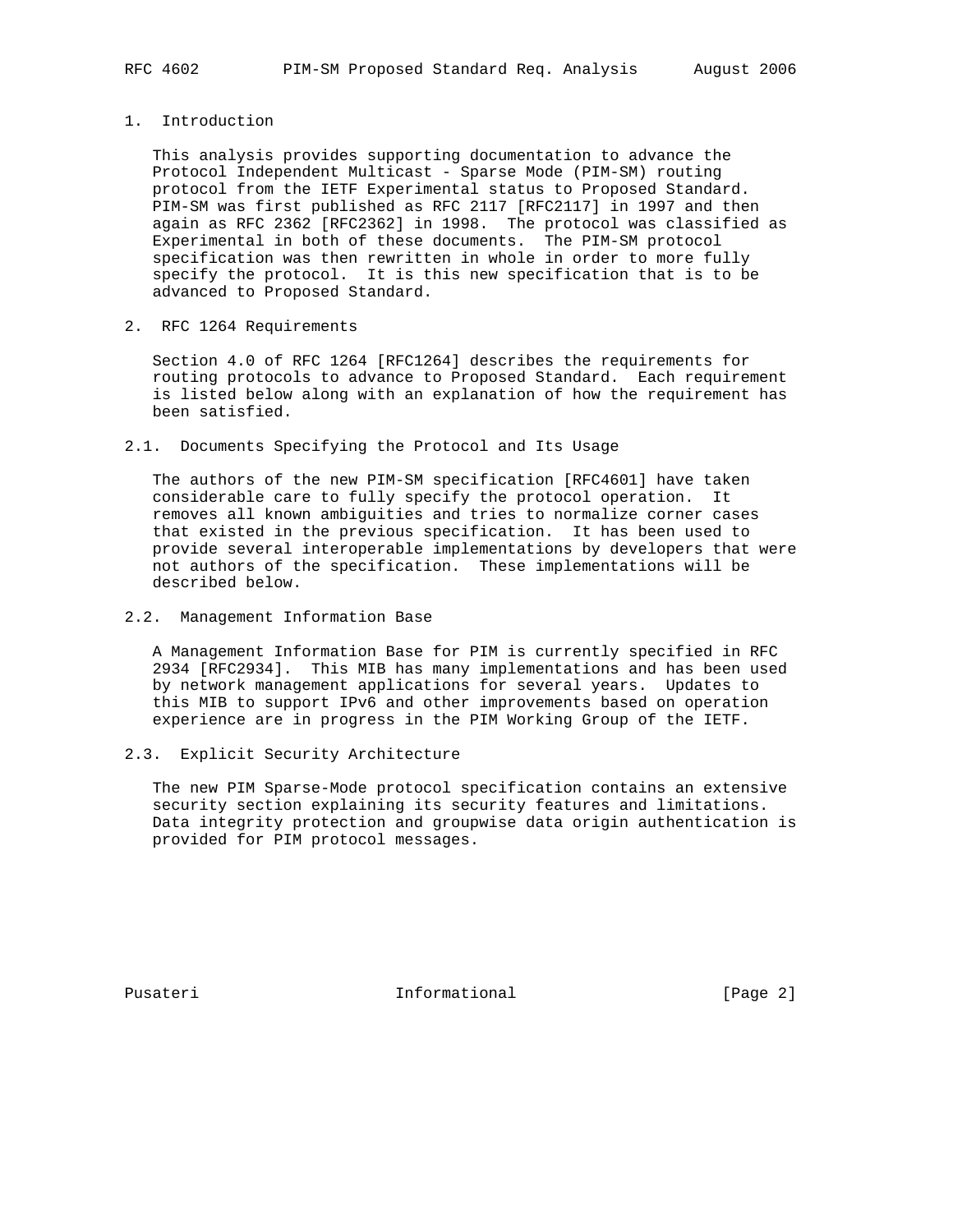# 1. Introduction

This analysis provides supporting documentation to advance the Protocol Independent Multicast - Sparse Mode (PIM-SM) routing protocol from the IETF Experimental status to Proposed Standard. PIM-SM was first published as RFC 2117 [RFC2117] in 1997 and then again as RFC 2362 [RFC2362] in 1998. The protocol was classified as Experimental in both of these documents. The PIM-SM protocol specification was then rewritten in whole in order to more fully specify the protocol. It is this new specification that is to be advanced to Proposed Standard.

# 2. RFC 1264 Requirements

Section 4.0 of RFC 1264 [RFC1264] describes the requirements for routing protocols to advance to Proposed Standard. Each requirement is listed below along with an explanation of how the requirement has been satisfied.

## 2.1. Documents Specifying the Protocol and Its Usage

The authors of the new PIM-SM specification [RFC4601] have taken considerable care to fully specify the protocol operation. It removes all known ambiguities and tries to normalize corner cases that existed in the previous specification. It has been used to provide several interoperable implementations by developers that were not authors of the specification. These implementations will be described below.

## 2.2. Management Information Base

A Management Information Base for PIM is currently specified in RFC 2934 [RFC2934]. This MIB has many implementations and has been used by network management applications for several years. Updates to this MIB to support IPv6 and other improvements based on operation experience are in progress in the PIM Working Group of the IETF.

## 2.3. Explicit Security Architecture

The new PIM Sparse-Mode protocol specification contains an extensive security section explaining its security features and limitations. Data integrity protection and groupwise data origin authentication is provided for PIM protocol messages.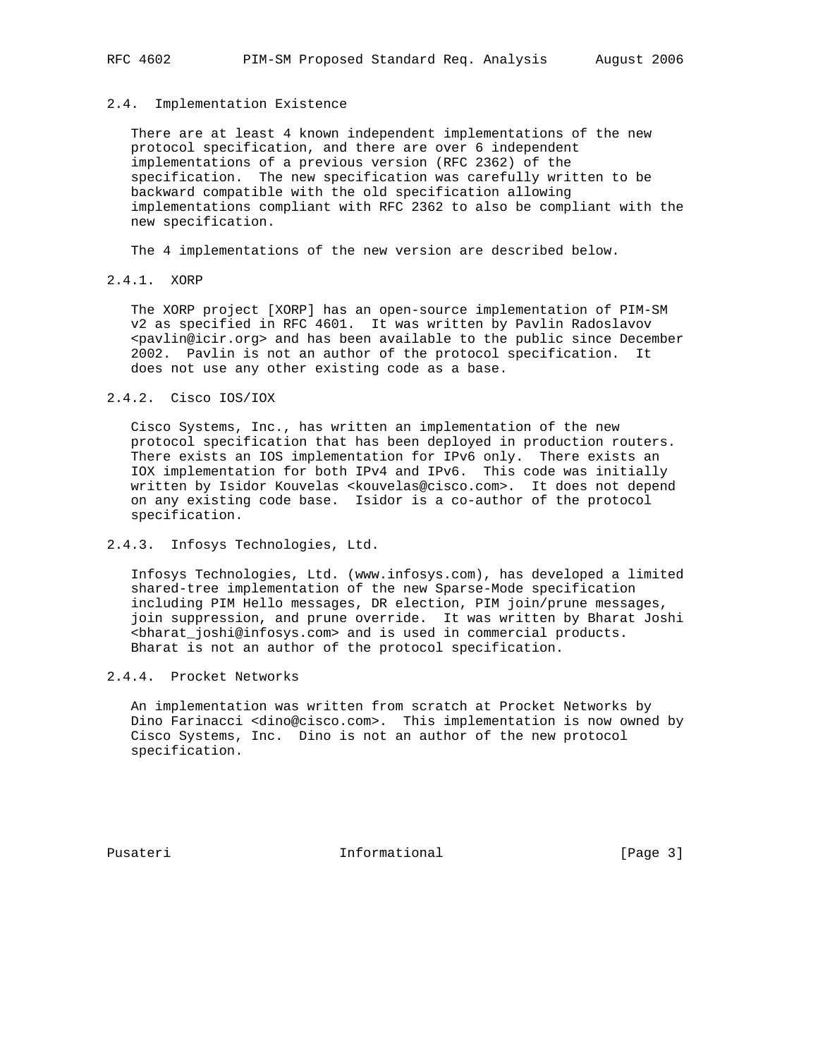## 2.4. Implementation Existence

There are at least 4 known independent implementations of the new protocol specification, and there are over 6 independent implementations of a previous version (RFC 2362) of the specification. The new specification was carefully written to be backward compatible with the old specification allowing implementations compliant with RFC 2362 to also be compliant with the new specification.

The 4 implementations of the new version are described below.

### 2.4.1. XORP

The XORP project [XORP] has an open-source implementation of PIM-SM v2 as specified in RFC 4601. It was written by Pavlin Radoslavov <pavlin@icir.org> and has been available to the public since December 2002. Pavlin is not an author of the protocol specification. It does not use any other existing code as a base.

### 2.4.2. Cisco IOS/IOX

Cisco Systems, Inc., has written an implementation of the new protocol specification that has been deployed in production routers. There exists an IOS implementation for IPv6 only. There exists an IOX implementation for both IPv4 and IPv6. This code was initially written by Isidor Kouvelas <kouvelas@cisco.com>. It does not depend on any existing code base. Isidor is a co-author of the protocol specification.

### 2.4.3. Infosys Technologies, Ltd.

Infosys Technologies, Ltd. (www.infosys.com), has developed a limited shared-tree implementation of the new Sparse-Mode specification including PIM Hello messages, DR election, PIM join/prune messages, join suppression, and prune override. It was written by Bharat Joshi <bharat_joshi@infosys.com> and is used in commercial products. Bharat is not an author of the protocol specification.

### 2.4.4. Procket Networks

An implementation was written from scratch at Procket Networks by Dino Farinacci <dino@cisco.com>. This implementation is now owned by Cisco Systems, Inc. Dino is not an author of the new protocol specification.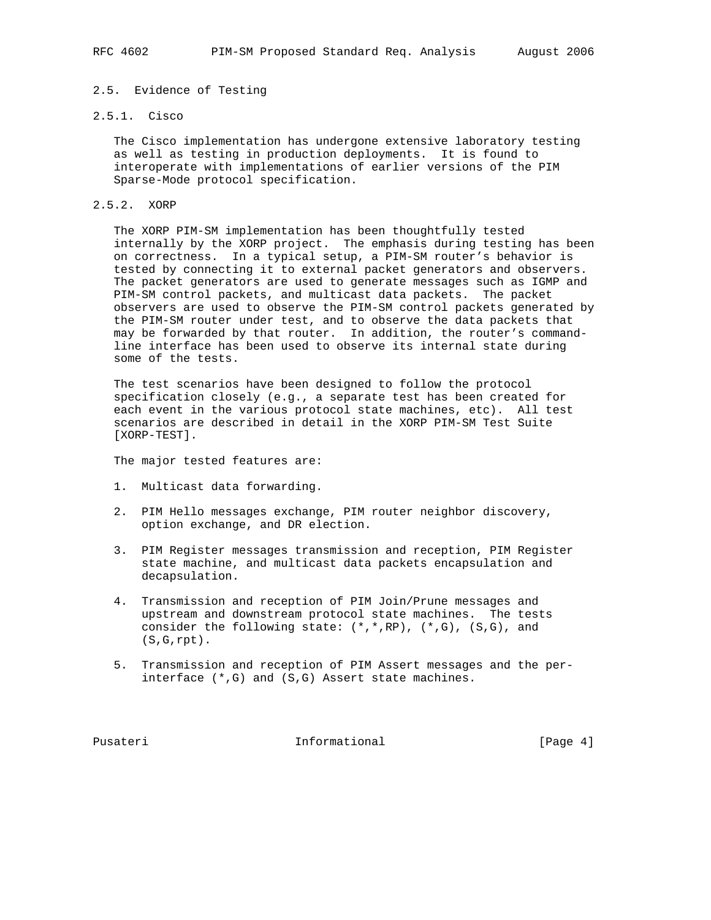## 2.5. Evidence of Testing

### 2.5.1. Cisco

The Cisco implementation has undergone extensive laboratory testing as well as testing in production deployments. It is found to interoperate with implementations of earlier versions of the PIM Sparse-Mode protocol specification.

### 2.5.2. XORP

The XORP PIM-SM implementation has been thoughtfully tested internally by the XORP project. The emphasis during testing has been on correctness. In a typical setup, a PIM-SM router's behavior is tested by connecting it to external packet generators and observers. The packet generators are used to generate messages such as IGMP and PIM-SM control packets, and multicast data packets. The packet observers are used to observe the PIM-SM control packets generated by the PIM-SM router under test, and to observe the data packets that may be forwarded by that router. In addition, the router's command-line interface has been used to observe its internal state during some of the tests.

The test scenarios have been designed to follow the protocol specification closely (e.g., a separate test has been created for each event in the various protocol state machines, etc). All test scenarios are described in detail in the XORP PIM-SM Test Suite [XORP-TEST].

The major tested features are:

1. Multicast data forwarding.

2. PIM Hello messages exchange, PIM router neighbor discovery, option exchange, and DR election.

3. PIM Register messages transmission and reception, PIM Register state machine, and multicast data packets encapsulation and decapsulation.

4. Transmission and reception of PIM Join/Prune messages and upstream and downstream protocol state machines. The tests consider the following state: (*,*,RP), (*,G), (S,G), and (S,G,rpt).

5. Transmission and reception of PIM Assert messages and the per-interface (*,G) and (S,G) Assert state machines.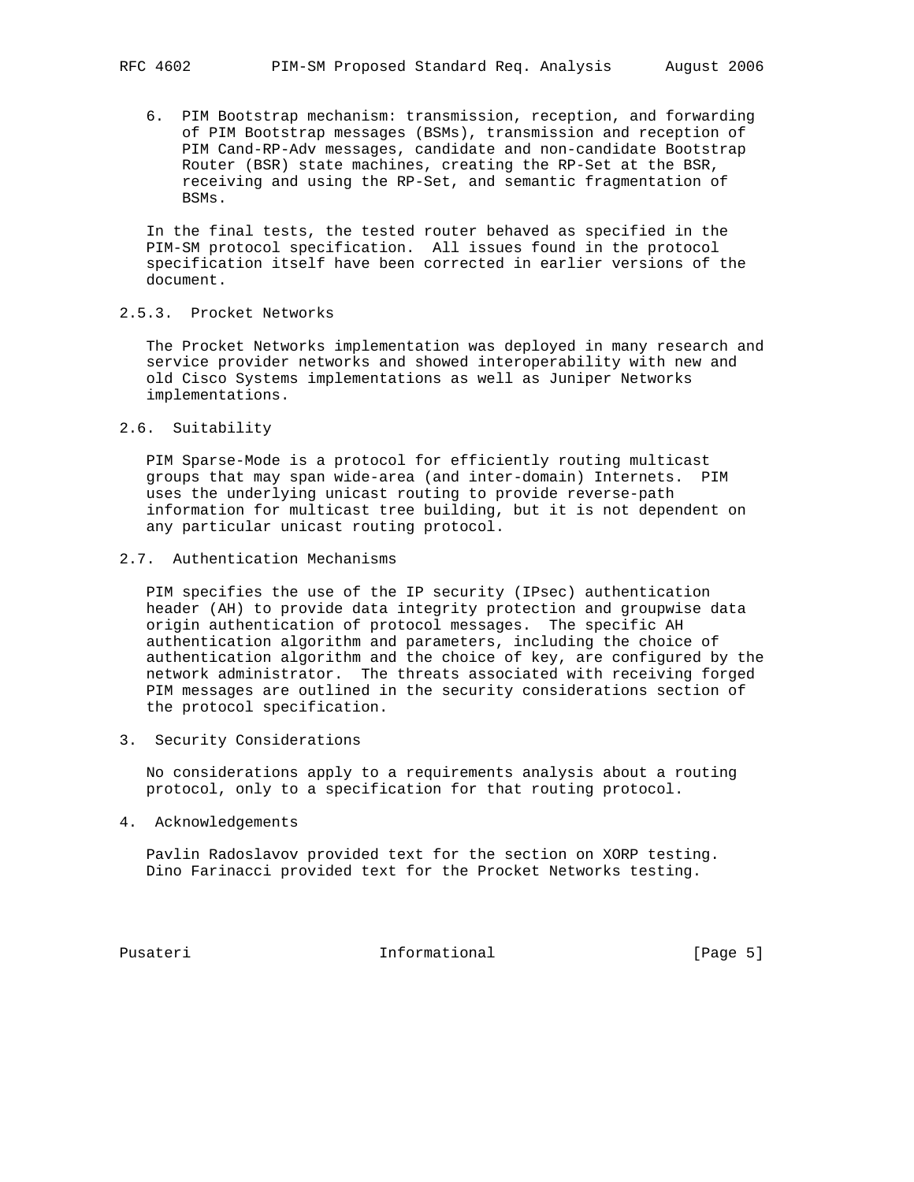6. PIM Bootstrap mechanism: transmission, reception, and forwarding of PIM Bootstrap messages (BSMs), transmission and reception of PIM Cand-RP-Adv messages, candidate and non-candidate Bootstrap Router (BSR) state machines, creating the RP-Set at the BSR, receiving and using the RP-Set, and semantic fragmentation of BSMs.

In the final tests, the tested router behaved as specified in the PIM-SM protocol specification. All issues found in the protocol specification itself have been corrected in earlier versions of the document.

### 2.5.3. Procket Networks

The Procket Networks implementation was deployed in many research and service provider networks and showed interoperability with new and old Cisco Systems implementations as well as Juniper Networks implementations.

## 2.6. Suitability

PIM Sparse-Mode is a protocol for efficiently routing multicast groups that may span wide-area (and inter-domain) Internets. PIM uses the underlying unicast routing to provide reverse-path information for multicast tree building, but it is not dependent on any particular unicast routing protocol.

## 2.7. Authentication Mechanisms

PIM specifies the use of the IP security (IPsec) authentication header (AH) to provide data integrity protection and groupwise data origin authentication of protocol messages. The specific AH authentication algorithm and parameters, including the choice of authentication algorithm and the choice of key, are configured by the network administrator. The threats associated with receiving forged PIM messages are outlined in the security considerations section of the protocol specification.

# 3. Security Considerations

No considerations apply to a requirements analysis about a routing protocol, only to a specification for that routing protocol.

# 4. Acknowledgements

Pavlin Radoslavov provided text for the section on XORP testing. Dino Farinacci provided text for the Procket Networks testing.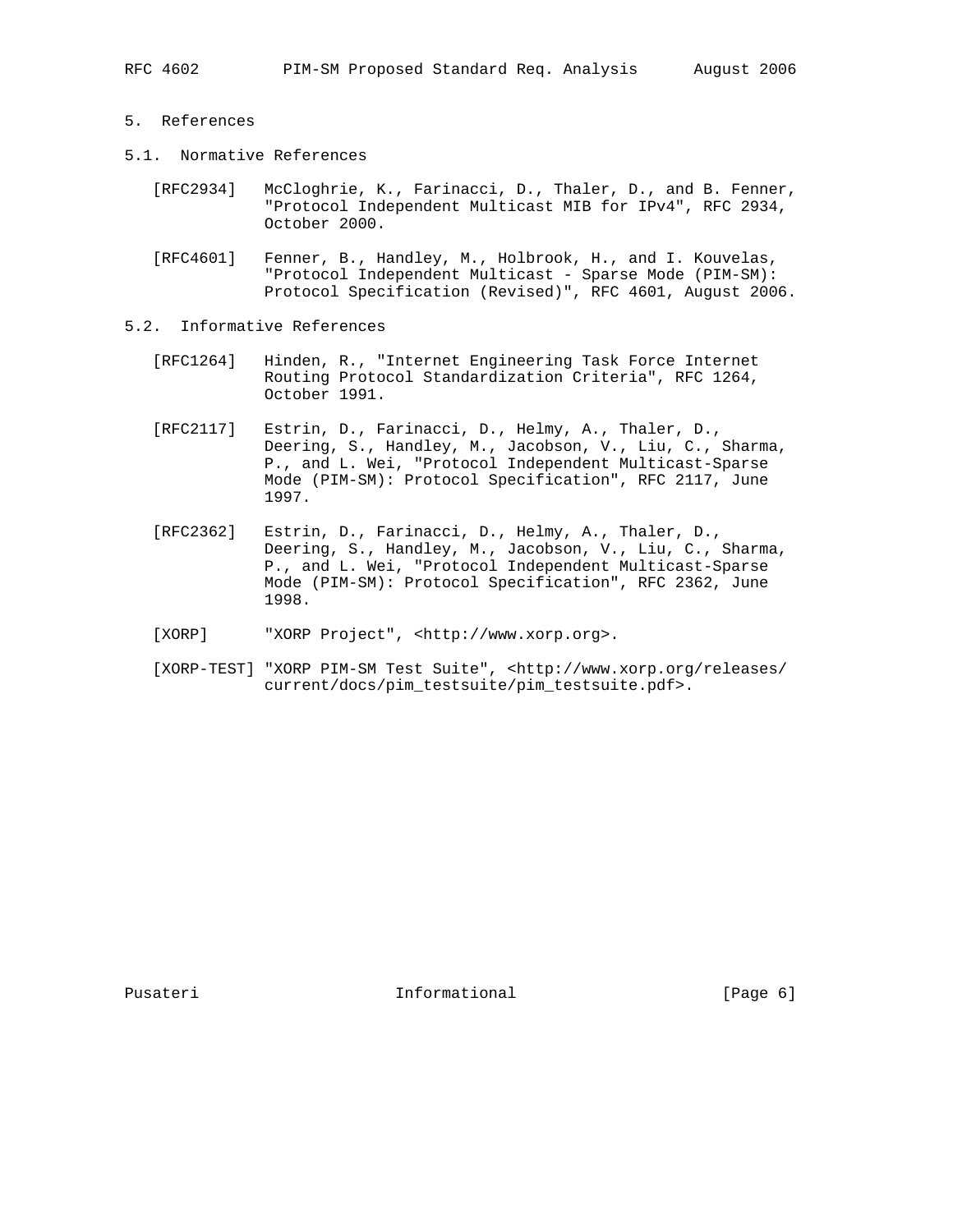## 5. References

### 5.1. Normative References

[RFC2934] McCloghrie, K., Farinacci, D., Thaler, D., and B. Fenner, "Protocol Independent Multicast MIB for IPv4", RFC 2934, October 2000.

[RFC4601] Fenner, B., Handley, M., Holbrook, H., and I. Kouvelas, "Protocol Independent Multicast - Sparse Mode (PIM-SM): Protocol Specification (Revised)", RFC 4601, August 2006.

### 5.2. Informative References

[RFC1264] Hinden, R., "Internet Engineering Task Force Internet Routing Protocol Standardization Criteria", RFC 1264, October 1991.

[RFC2117] Estrin, D., Farinacci, D., Helmy, A., Thaler, D., Deering, S., Handley, M., Jacobson, V., Liu, C., Sharma, P., and L. Wei, "Protocol Independent Multicast-Sparse Mode (PIM-SM): Protocol Specification", RFC 2117, June 1997.

[RFC2362] Estrin, D., Farinacci, D., Helmy, A., Thaler, D., Deering, S., Handley, M., Jacobson, V., Liu, C., Sharma, P., and L. Wei, "Protocol Independent Multicast-Sparse Mode (PIM-SM): Protocol Specification", RFC 2362, June 1998.

[XORP] "XORP Project", <http://www.xorp.org>.

[XORP-TEST] "XORP PIM-SM Test Suite", <http://www.xorp.org/releases/current/docs/pim_testsuite/pim_testsuite.pdf>.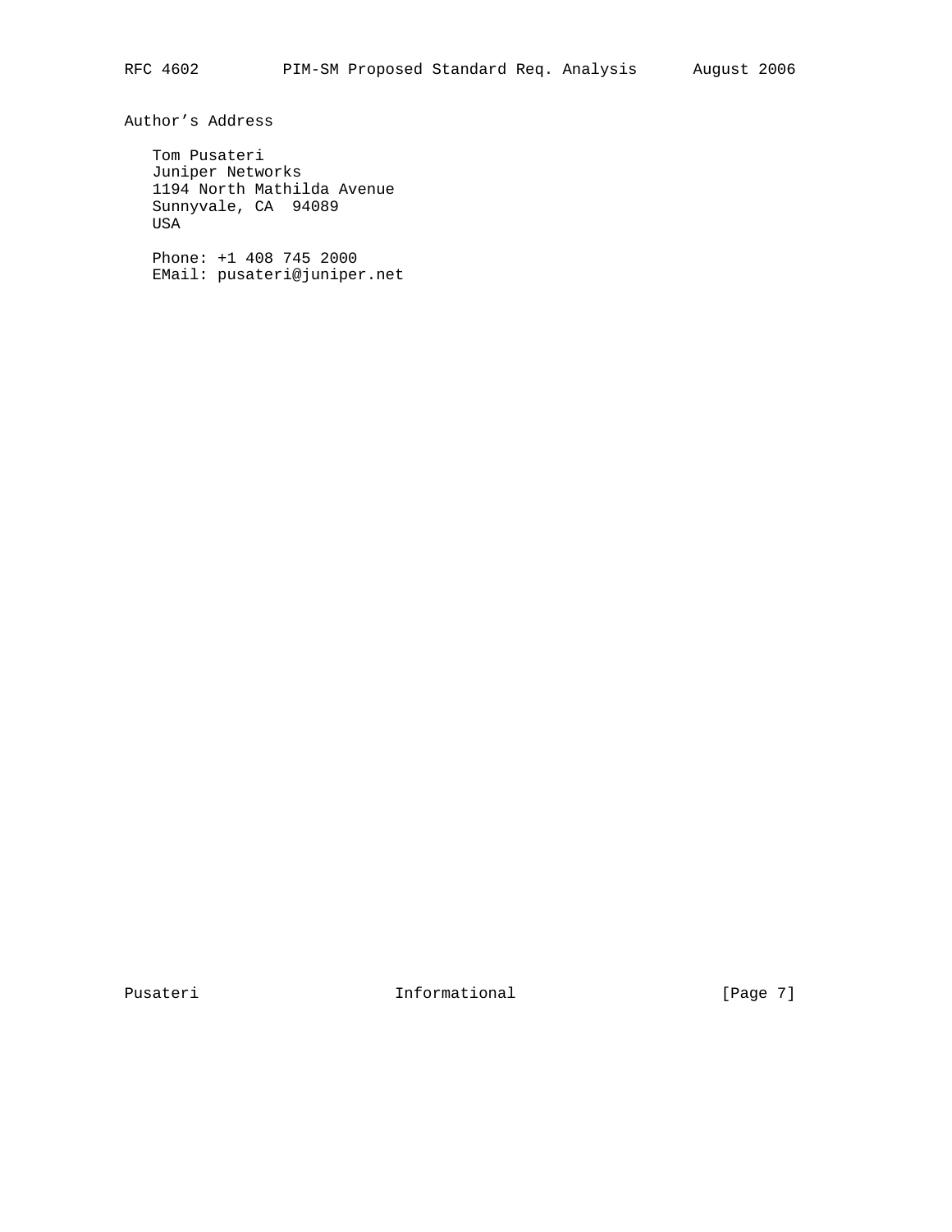## Author's Address

Tom Pusateri
Juniper Networks
1194 North Mathilda Avenue
Sunnyvale, CA  94089
USA

Phone: +1 408 745 2000
EMail: pusateri@juniper.net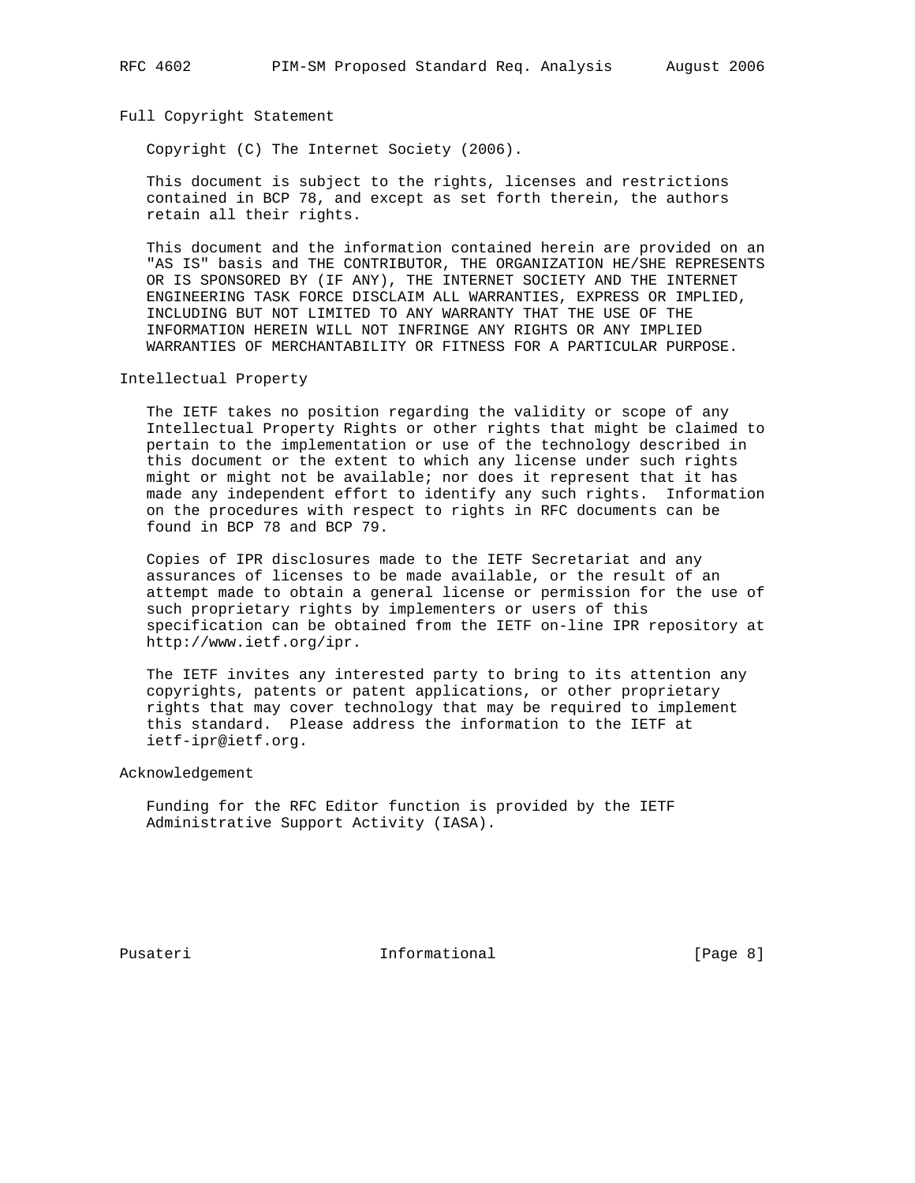## Full Copyright Statement

Copyright (C) The Internet Society (2006).

This document is subject to the rights, licenses and restrictions contained in BCP 78, and except as set forth therein, the authors retain all their rights.

This document and the information contained herein are provided on an "AS IS" basis and THE CONTRIBUTOR, THE ORGANIZATION HE/SHE REPRESENTS OR IS SPONSORED BY (IF ANY), THE INTERNET SOCIETY AND THE INTERNET ENGINEERING TASK FORCE DISCLAIM ALL WARRANTIES, EXPRESS OR IMPLIED, INCLUDING BUT NOT LIMITED TO ANY WARRANTY THAT THE USE OF THE INFORMATION HEREIN WILL NOT INFRINGE ANY RIGHTS OR ANY IMPLIED WARRANTIES OF MERCHANTABILITY OR FITNESS FOR A PARTICULAR PURPOSE.

## Intellectual Property

The IETF takes no position regarding the validity or scope of any Intellectual Property Rights or other rights that might be claimed to pertain to the implementation or use of the technology described in this document or the extent to which any license under such rights might or might not be available; nor does it represent that it has made any independent effort to identify any such rights. Information on the procedures with respect to rights in RFC documents can be found in BCP 78 and BCP 79.

Copies of IPR disclosures made to the IETF Secretariat and any assurances of licenses to be made available, or the result of an attempt made to obtain a general license or permission for the use of such proprietary rights by implementers or users of this specification can be obtained from the IETF on-line IPR repository at http://www.ietf.org/ipr.

The IETF invites any interested party to bring to its attention any copyrights, patents or patent applications, or other proprietary rights that may cover technology that may be required to implement this standard. Please address the information to the IETF at ietf-ipr@ietf.org.

## Acknowledgement

Funding for the RFC Editor function is provided by the IETF Administrative Support Activity (IASA).